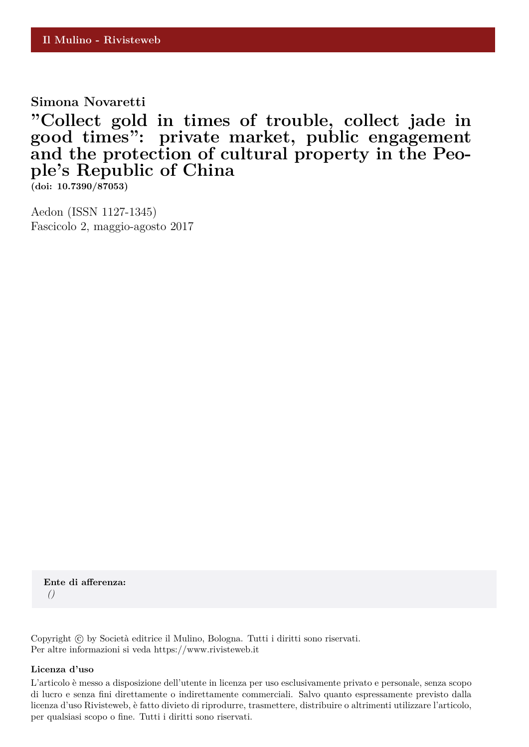Il Mulino - Rivisteweb

**Simona Novaretti**

# "Collect gold in times of trouble, collect jade in good times": private market, public engagement and the protection of cultural property in the People's Republic of China

**(doi: 10.7390/87053)**

Aedon (ISSN 1127-1345)
Fascicolo 2, maggio-agosto 2017

**Ente di afferenza:**
*()*

Copyright © by Società editrice il Mulino, Bologna. Tutti i diritti sono riservati.
Per altre informazioni si veda https://www.rivisteweb.it

**Licenza d'uso**

L'articolo è messo a disposizione dell'utente in licenza per uso esclusivamente privato e personale, senza scopo di lucro e senza fini direttamente o indirettamente commerciali. Salvo quanto espressamente previsto dalla licenza d'uso Rivisteweb, è fatto divieto di riprodurre, trasmettere, distribuire o altrimenti utilizzare l'articolo, per qualsiasi scopo o fine. Tutti i diritti sono riservati.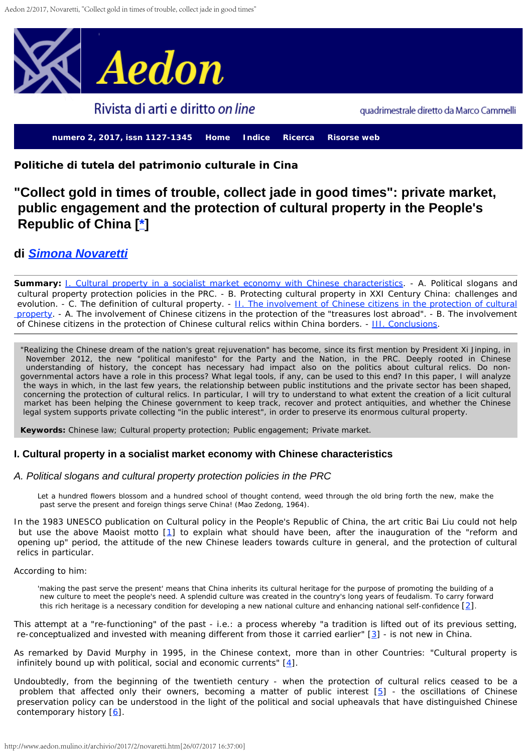Politiche di tutela del patrimonio culturale in Cina

# "Collect gold in times of trouble, collect jade in good times": private market, public engagement and the protection of cultural property in the People's Republic of China [*]

## di *Simona Novaretti*

**Summary:** I. Cultural property in a socialist market economy with Chinese characteristics. - A. Political slogans and cultural property protection policies in the PRC. - B. Protecting cultural property in XXI Century China: challenges and evolution. - C. The definition of cultural property. - II. The involvement of Chinese citizens in the protection of cultural property. - A. The involvement of Chinese citizens in the protection of the "treasures lost abroad". - B. The involvement of Chinese citizens in the protection of Chinese cultural relics within China borders. - III. Conclusions.

"Realizing the Chinese dream of the nation's great rejuvenation" has become, since its first mention by President Xi Jinping, in November 2012, the new "political manifesto" for the Party and the Nation, in the PRC. Deeply rooted in Chinese understanding of history, the concept has necessary had impact also on the politics about cultural relics. Do non-governmental actors have a role in this process? What legal tools, if any, can be used to this end? In this paper, I will analyze the ways in which, in the last few years, the relationship between public institutions and the private sector has been shaped, concerning the protection of political relics. In particular, I will try to understand to what extent the creation of a licit cultural market has been helping the Chinese government to keep track, recover and protect antiquities, and whether the Chinese legal system supports private collecting "in the public interest", in order to preserve its enormous cultural property.

**Keywords:** Chinese law; Cultural property protection; Public engagement; Private market.

### I. Cultural property in a socialist market economy with Chinese characteristics

#### *A. Political slogans and cultural property protection policies in the PRC*

> Let a hundred flowers blossom and a hundred school of thought contend, weed through the old bring forth the new, make the past serve the present and foreign things serve China! (Mao Zedong, 1964).

In the 1983 UNESCO publication on Cultural policy in the People's Republic of China, the art critic Bai Liu could not help but use the above Maoist motto [1] to explain what should have been, after the inauguration of the "reform and opening up" period, the attitude of the new Chinese leaders towards culture in general, and the protection of cultural relics in particular.

According to him:

> 'making the past serve the present' means that China inherits its cultural heritage for the purpose of promoting the building of a new culture to meet the people's need. A splendid culture was created in the country's long years of feudalism. To carry forward this rich heritage is a necessary condition for developing a new national culture and enhancing national self-confidence [2].

This attempt at a "re-functioning" of the past - i.e.: a process whereby "a tradition is lifted out of its previous setting, re-conceptualized and invested with meaning different from those it carried earlier" [3] - is not new in China.

As remarked by David Murphy in 1995, in the Chinese context, more than in other Countries: "Cultural property is infinitely bound up with political, social and economic currents" [4].

Undoubtedly, from the beginning of the twentieth century - when the protection of cultural relics ceased to be a problem that affected only their owners, becoming a matter of public interest [5] - the oscillations of Chinese preservation policy can be understood in the light of the political and social upheavals that have distinguished Chinese contemporary history [6].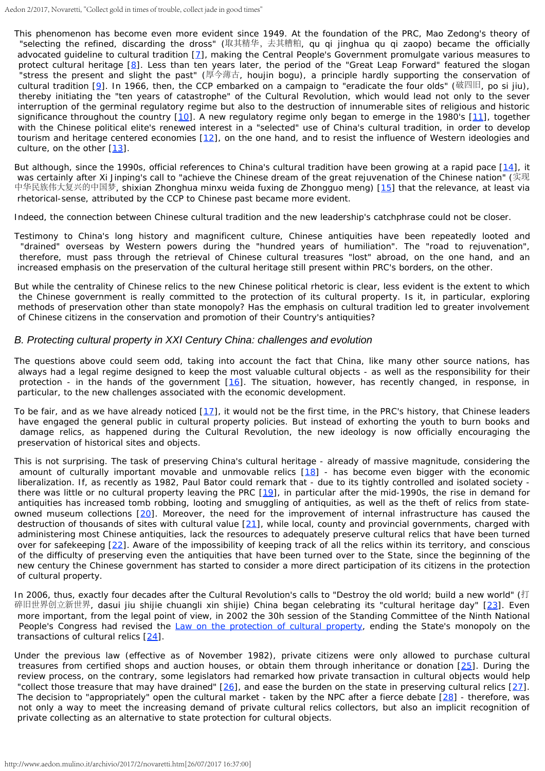This phenomenon has become even more evident since 1949. At the foundation of the PRC, Mao Zedong's theory of "selecting the refined, discarding the dross" (取其精华，去其糟粕, qu qi jinghua qu qi zaopo) became the officially advocated guideline to cultural tradition [7], making the Central People's Government promulgate various measures to protect cultural heritage [8]. Less than ten years later, the period of the "Great Leap Forward" featured the slogan "stress the present and slight the past" (厚今薄古, houjin bogu), a principle hardly supporting the conservation of cultural tradition [9]. In 1966, then, the CCP embarked on a campaign to "eradicate the four olds" (破四旧, po si jiu), thereby initiating the "ten years of catastrophe" of the Cultural Revolution, which would lead not only to the sever interruption of the germinal regulatory regime but also to the destruction of innumerable sites of religious and historic significance throughout the country [10]. A new regulatory regime only began to emerge in the 1980's [11], together with the Chinese political elite's renewed interest in a "selected" use of China's cultural tradition, in order to develop tourism and heritage centered economies [12], on the one hand, and to resist the influence of Western ideologies and culture, on the other [13].

But although, since the 1990s, official references to China's cultural tradition have been growing at a rapid pace [14], it was certainly after Xi Jinping's call to "achieve the Chinese dream of the great rejuvenation of the Chinese nation" (实现中华民族伟大复兴的中国梦, shixian Zhonghua minxu weida fuxing de Zhongguo meng) [15] that the relevance, at least via rhetorical-sense, attributed by the CCP to Chinese past became more evident.

Indeed, the connection between Chinese cultural tradition and the new leadership's catchphrase could not be closer.

Testimony to China's long history and magnificent culture, Chinese antiquities have been repeatedly looted and "drained" overseas by Western powers during the "hundred years of humiliation". The "road to rejuvenation", therefore, must pass through the retrieval of Chinese cultural treasures "lost" abroad, on the one hand, and an increased emphasis on the preservation of the cultural heritage still present within PRC's borders, on the other.

But while the centrality of Chinese relics to the new Chinese political rhetoric is clear, less evident is the extent to which the Chinese government is really committed to the protection of its cultural property. Is it, in particular, exploring methods of preservation other than state monopoly? Has the emphasis on cultural tradition led to greater involvement of Chinese citizens in the conservation and promotion of their Country's antiquities?

## *B. Protecting cultural property in XXI Century China: challenges and evolution*

The questions above could seem odd, taking into account the fact that China, like many other source nations, has always had a legal regime designed to keep the most valuable cultural objects - as well as the responsibility for their protection - in the hands of the government [16]. The situation, however, has recently changed, in response, in particular, to the new challenges associated with the economic development.

To be fair, and as we have already noticed [17], it would not be the first time, in the PRC's history, that Chinese leaders have engaged the general public in cultural property policies. But instead of exhorting the youth to burn books and damage relics, as happened during the Cultural Revolution, the new ideology is now officially encouraging the preservation of historical sites and objects.

This is not surprising. The task of preserving China's cultural heritage - already of massive magnitude, considering the amount of culturally important movable and unmovable relics [18] - has become even bigger with the economic liberalization. If, as recently as 1982, Paul Bator could remark that - due to its tightly controlled and isolated society - there was little or no cultural property leaving the PRC [19], in particular after the mid-1990s, the rise in demand for antiquities has increased tomb robbing, looting and smuggling of antiquities, as well as the theft of relics from state-owned museum collections [20]. Moreover, the need for the improvement of internal infrastructure has caused the destruction of thousands of sites with cultural value [21], while local, county and provincial governments, charged with administering most Chinese antiquities, lack the resources to adequately preserve cultural relics that have been turned over for safekeeping [22]. Aware of the impossibility of keeping track of all the relics within its territory, and conscious of the difficulty of preserving even the antiquities that have been turned over to the State, since the beginning of the new century the Chinese government has started to consider a more direct participation of its citizens in the protection of cultural property.

In 2006, thus, exactly four decades after the Cultural Revolution's calls to "Destroy the old world; build a new world" (打碎旧世界创立新世界, dasui jiu shijie chuangli xin shijie) China began celebrating its "cultural heritage day" [23]. Even more important, from the legal point of view, in 2002 the 30h session of the Standing Committee of the Ninth National People's Congress had revised the Law on the protection of cultural property, ending the State's monopoly on the transactions of cultural relics [24].

Under the previous law (effective as of November 1982), private citizens were only allowed to purchase cultural treasures from certified shops and auction houses, or obtain them through inheritance or donation [25]. During the review process, on the contrary, some legislators had remarked how private transaction in cultural objects would help "collect those treasure that may have drained" [26], and ease the burden on the state in preserving cultural relics [27]. The decision to "appropriately" open the cultural market - taken by the NPC after a fierce debate [28] - therefore, was not only a way to meet the increasing demand of private cultural relics collectors, but also an implicit recognition of private collecting as an alternative to state protection for cultural objects.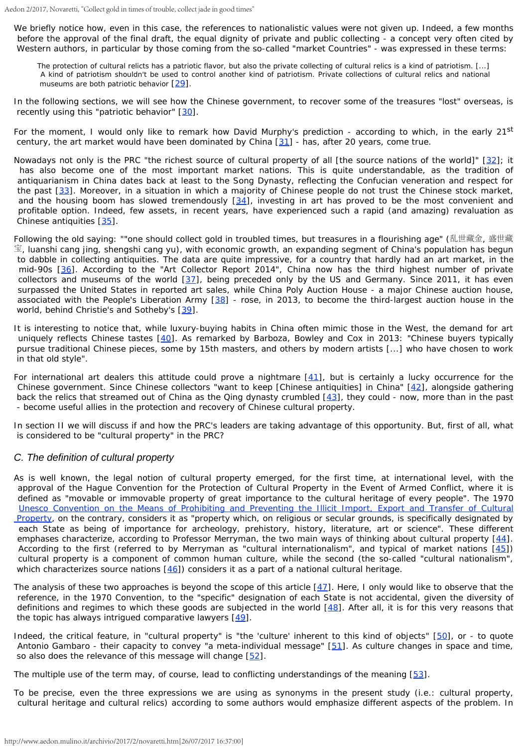We briefly notice how, even in this case, the references to nationalistic values were not given up. Indeed, a few months before the approval of the final draft, the equal dignity of private and public collecting - a concept very often cited by Western authors, in particular by those coming from the so-called "market Countries" - was expressed in these terms:

> The protection of cultural relicts has a patriotic flavor, but also the private collecting of cultural relics is a kind of patriotism. [...] A kind of patriotism shouldn't be used to control another kind of patriotism. Private collections of cultural relics and national museums are both patriotic behavior [29].

In the following sections, we will see how the Chinese government, to recover some of the treasures "lost" overseas, is recently using this "patriotic behavior" [30].

For the moment, I would only like to remark how David Murphy's prediction - according to which, in the early 21st century, the art market would have been dominated by China [31] - has, after 20 years, come true.

Nowadays not only is the PRC "the richest source of cultural property of all [the source nations of the world]" [32]; it has also become one of the most important market nations. This is quite understandable, as the tradition of antiquarianism in China dates back at least to the Song Dynasty, reflecting the Confucian veneration and respect for the past [33]. Moreover, in a situation in which a majority of Chinese people do not trust the Chinese stock market, and the housing boom has slowed tremendously [34], investing in art has proved to be the most convenient and profitable option. Indeed, few assets, in recent years, have experienced such a rapid (and amazing) revaluation as Chinese antiquities [35].

Following the old saying: ""one should collect gold in troubled times, but treasures in a flourishing age" (乱世藏金, 盛世藏宝, luanshi cang jing, shengshi cang yu), with economic growth, an expanding segment of China's population has begun to dabble in collecting antiquities. The data are quite impressive, for a country that hardly had an art market, in the mid-90s [36]. According to the "Art Collector Report 2014", China now has the third highest number of private collectors and museums of the world [37], being preceded only by the US and Germany. Since 2011, it has even surpassed the United States in reported art sales, while China Poly Auction House - a major Chinese auction house, associated with the People's Liberation Army [38] - rose, in 2013, to become the third-largest auction house in the world, behind Christie's and Sotheby's [39].

It is interesting to notice that, while luxury-buying habits in China often mimic those in the West, the demand for art uniquely reflects Chinese tastes [40]. As remarked by Barboza, Bowley and Cox in 2013: "Chinese buyers typically pursue traditional Chinese pieces, some by 15th masters, and others by modern artists [...] who have chosen to work in that old style".

For international art dealers this attitude could prove a nightmare [41], but is certainly a lucky occurrence for the Chinese government. Since Chinese collectors "want to keep [Chinese antiquities] in China" [42], alongside gathering back the relics that streamed out of China as the Qing dynasty crumbled [43], they could - now, more than in the past - become useful allies in the protection and recovery of Chinese cultural property.

In section II we will discuss if and how the PRC's leaders are taking advantage of this opportunity. But, first of all, what is considered to be "cultural property" in the PRC?

### C. The definition of cultural property

As is well known, the legal notion of cultural property emerged, for the first time, at international level, with the approval of the Hague Convention for the Protection of Cultural Property in the Event of Armed Conflict, where it is defined as "movable or immovable property of great importance to the cultural heritage of every people". The 1970 Unesco Convention on the Means of Prohibiting and Preventing the Illicit Import, Export and Transfer of Cultural Property, on the contrary, considers it as "property which, on religious or secular grounds, is specifically designated by each State as being of importance for archeology, prehistory, history, literature, art or science". These different emphases characterize, according to Professor Merryman, the two main ways of thinking about cultural property [44]. According to the first (referred to by Merryman as "cultural internationalism", and typical of market nations [45]) cultural property is a component of common human culture, while the second (the so-called "cultural nationalism", which characterizes source nations [46]) considers it as a part of a national cultural heritage.

The analysis of these two approaches is beyond the scope of this article [47]. Here, I only would like to observe that the reference, in the 1970 Convention, to the "specific" designation of each State is not accidental, given the diversity of definitions and regimes to which these goods are subjected in the world [48]. After all, it is for this very reasons that the topic has always intrigued comparative lawyers [49].

Indeed, the critical feature, in "cultural property" is "the 'culture' inherent to this kind of objects" [50], or - to quote Antonio Gambaro - their capacity to convey "a meta-individual message" [51]. As culture changes in space and time, so also does the relevance of this message will change [52].

The multiple use of the term may, of course, lead to conflicting understandings of the meaning [53].

To be precise, even the three expressions we are using as synonyms in the present study (i.e.: cultural property, cultural heritage and cultural relics) according to some authors would emphasize different aspects of the problem. In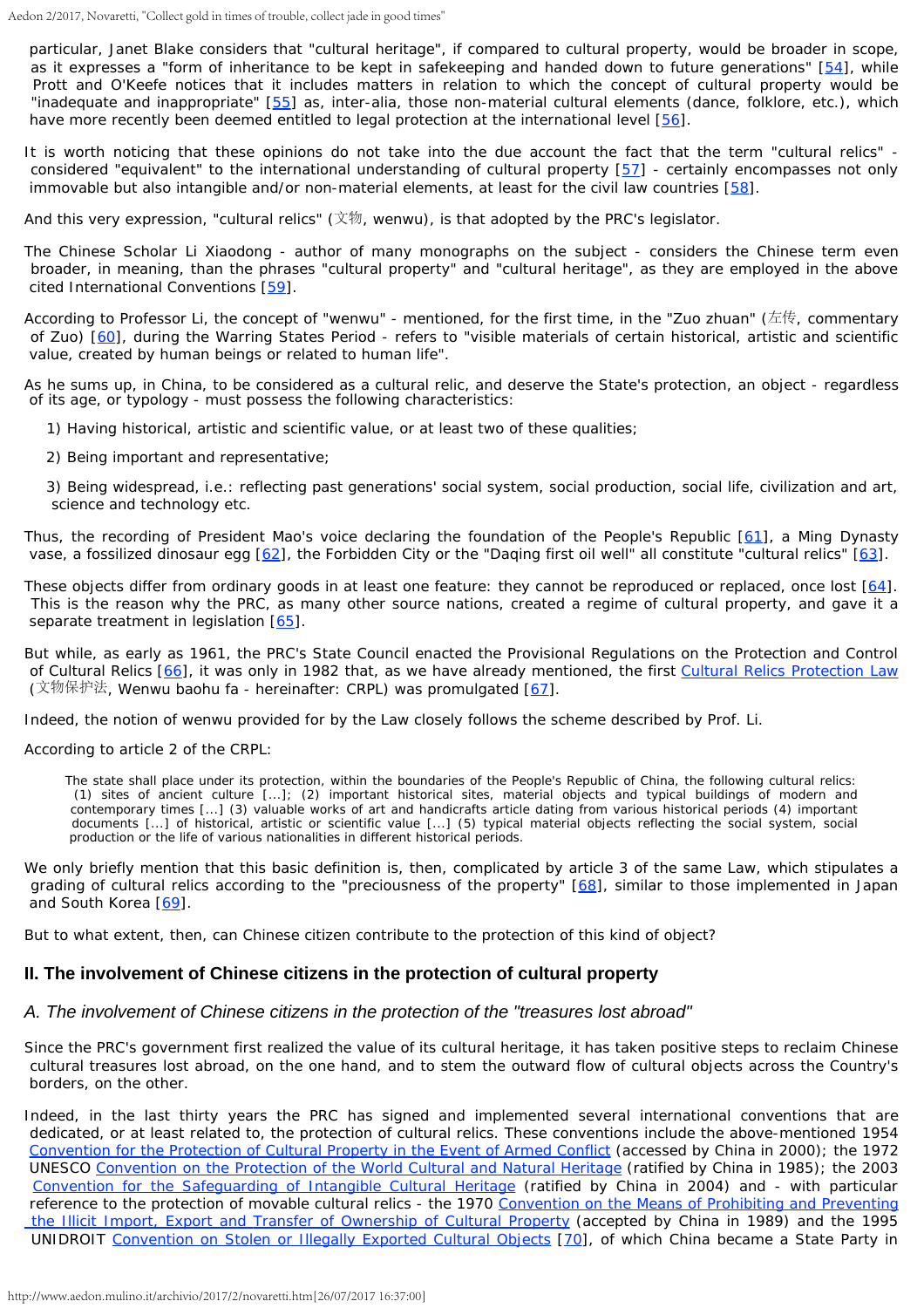particular, Janet Blake considers that "cultural heritage", if compared to cultural property, would be broader in scope, as it expresses a "form of inheritance to be kept in safekeeping and handed down to future generations" [54], while Prott and O'Keefe notices that it includes matters in relation to which the concept of cultural property would be "inadequate and inappropriate" [55] as, inter-alia, those non-material cultural elements (dance, folklore, etc.), which have more recently been deemed entitled to legal protection at the international level [56].

It is worth noticing that these opinions do not take into the due account the fact that the term "cultural relics" - considered "equivalent" to the international understanding of cultural property [57] - certainly encompasses not only immovable but also intangible and/or non-material elements, at least for the civil law countries [58].

And this very expression, "cultural relics" (文物, wenwu), is that adopted by the PRC's legislator.

The Chinese Scholar Li Xiaodong - author of many monographs on the subject - considers the Chinese term even broader, in meaning, than the phrases "cultural property" and "cultural heritage", as they are employed in the above cited International Conventions [59].

According to Professor Li, the concept of "wenwu" - mentioned, for the first time, in the "Zuo zhuan" (左传, commentary of Zuo) [60], during the Warring States Period - refers to "visible materials of certain historical, artistic and scientific value, created by human beings or related to human life".

As he sums up, in China, to be considered as a cultural relic, and deserve the State's protection, an object - regardless of its age, or typology - must possess the following characteristics:

1) Having historical, artistic and scientific value, or at least two of these qualities;

2) Being important and representative;

3) Being widespread, i.e.: reflecting past generations' social system, social production, social life, civilization and art, science and technology etc.

Thus, the recording of President Mao's voice declaring the foundation of the People's Republic [61], a Ming Dynasty vase, a fossilized dinosaur egg [62], the Forbidden City or the "Daqing first oil well" all constitute "cultural relics" [63].

These objects differ from ordinary goods in at least one feature: they cannot be reproduced or replaced, once lost [64]. This is the reason why the PRC, as many other source nations, created a regime of cultural property, and gave it a separate treatment in legislation [65].

But while, as early as 1961, the PRC's State Council enacted the Provisional Regulations on the Protection and Control of Cultural Relics [66], it was only in 1982 that, as we have already mentioned, the first Cultural Relics Protection Law (文物保护法, Wenwu baohu fa - hereinafter: CRPL) was promulgated [67].

Indeed, the notion of wenwu provided for by the Law closely follows the scheme described by Prof. Li.

According to article 2 of the CRPL:

> The state shall place under its protection, within the boundaries of the People's Republic of China, the following cultural relics: (1) sites of ancient culture [...]; (2) important historical sites, material objects and typical buildings of modern and contemporary times [...] (3) valuable works of art and handicrafts article dating from various historical periods (4) important documents [...] of historical, artistic or scientific value [...] (5) typical material objects reflecting the social system, social production or the life of various nationalities in different historical periods.

We only briefly mention that this basic definition is, then, complicated by article 3 of the same Law, which stipulates a grading of cultural relics according to the "preciousness of the property" [68], similar to those implemented in Japan and South Korea [69].

But to what extent, then, can Chinese citizen contribute to the protection of this kind of object?

## II. The involvement of Chinese citizens in the protection of cultural property

### *A. The involvement of Chinese citizens in the protection of the "treasures lost abroad"*

Since the PRC's government first realized the value of its cultural heritage, it has taken positive steps to reclaim Chinese cultural treasures lost abroad, on the one hand, and to stem the outward flow of cultural objects across the Country's borders, on the other.

Indeed, in the last thirty years the PRC has signed and implemented several international conventions that are dedicated, or at least related to, the protection of cultural relics. These conventions include the above-mentioned 1954 Convention for the Protection of Cultural Property in the Event of Armed Conflict (accessed by China in 2000); the 1972 UNESCO Convention on the Protection of the World Cultural and Natural Heritage (ratified by China in 1985); the 2003 Convention for the Safeguarding of Intangible Cultural Heritage (ratified by China in 2004) and - with particular reference to the protection of movable cultural relics - the 1970 Convention on the Means of Prohibiting and Preventing the Illicit Import, Export and Transfer of Ownership of Cultural Property (accepted by China in 1989) and the 1995 UNIDROIT Convention on Stolen or Illegally Exported Cultural Objects [70], of which China became a State Party in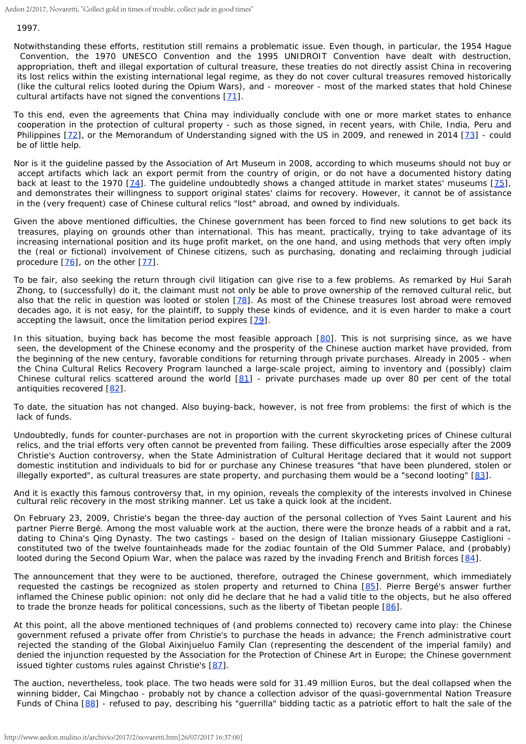1997.

Notwithstanding these efforts, restitution still remains a problematic issue. Even though, in particular, the 1954 Hague Convention, the 1970 UNESCO Convention and the 1995 UNIDROIT Convention have dealt with destruction, appropriation, theft and illegal exportation of cultural treasure, these treaties do not directly assist China in recovering its lost relics within the existing international legal regime, as they do not cover cultural treasures removed historically (like the cultural relics looted during the Opium Wars), and - moreover - most of the marked states that hold Chinese cultural artifacts have not signed the conventions [71].

To this end, even the agreements that China may individually conclude with one or more market states to enhance cooperation in the protection of cultural property - such as those signed, in recent years, with Chile, India, Peru and Philippines [72], or the Memorandum of Understanding signed with the US in 2009, and renewed in 2014 [73] - could be of little help.

Nor is it the guideline passed by the Association of Art Museum in 2008, according to which museums should not buy or accept artifacts which lack an export permit from the country of origin, or do not have a documented history dating back at least to the 1970 [74]. The guideline undoubtedly shows a changed attitude in market states' museums [75], and demonstrates their willingness to support original states' claims for recovery. However, it cannot be of assistance in the (very frequent) case of Chinese cultural relics "lost" abroad, and owned by individuals.

Given the above mentioned difficulties, the Chinese government has been forced to find new solutions to get back its treasures, playing on grounds other than international. This has meant, practically, trying to take advantage of its increasing international position and its huge profit market, on the one hand, and using methods that very often imply the (real or fictional) involvement of Chinese citizens, such as purchasing, donating and reclaiming through judicial procedure [76], on the other [77].

To be fair, also seeking the return through civil litigation can give rise to a few problems. As remarked by Hui Sarah Zhong, to (successfully) do it, the claimant must not only be able to prove ownership of the removed cultural relic, but also that the relic in question was looted or stolen [78]. As most of the Chinese treasures lost abroad were removed decades ago, it is not easy, for the plaintiff, to supply these kinds of evidence, and it is even harder to make a court accepting the lawsuit, once the limitation period expires [79].

In this situation, buying back has become the most feasible approach [80]. This is not surprising since, as we have seen, the development of the Chinese economy and the prosperity of the Chinese auction market have provided, from the beginning of the new century, favorable conditions for returning through private purchases. Already in 2005 - when the China Cultural Relics Recovery Program launched a large-scale project, aiming to inventory and (possibly) claim Chinese cultural relics scattered around the world [81] - private purchases made up over 80 per cent of the total antiquities recovered [82].

To date, the situation has not changed. Also buying-back, however, is not free from problems: the first of which is the lack of funds.

Undoubtedly, funds for counter-purchases are not in proportion with the current skyrocketing prices of Chinese cultural relics, and the trial efforts very often cannot be prevented from failing. These difficulties arose especially after the 2009 Christie's Auction controversy, when the State Administration of Cultural Heritage declared that it would not support domestic institution and individuals to bid for or purchase any Chinese treasures "that have been plundered, stolen or illegally exported", as cultural treasures are state property, and purchasing them would be a "second looting" [83].

And it is exactly this famous controversy that, in my opinion, reveals the complexity of the interests involved in Chinese cultural relic recovery in the most striking manner. Let us take a quick look at the incident.

On February 23, 2009, Christie's began the three-day auction of the personal collection of Yves Saint Laurent and his partner Pierre Bergé. Among the most valuable work at the auction, there were the bronze heads of a rabbit and a rat, dating to China's Qing Dynasty. The two castings - based on the design of Italian missionary Giuseppe Castiglioni - constituted two of the twelve fountainheads made for the zodiac fountain of the Old Summer Palace, and (probably) looted during the Second Opium War, when the palace was razed by the invading French and British forces [84].

The announcement that they were to be auctioned, therefore, outraged the Chinese government, which immediately requested the castings be recognized as stolen property and returned to China [85]. Pierre Bergé's answer further inflamed the Chinese public opinion: not only did he declare that he had a valid title to the objects, but he also offered to trade the bronze heads for political concessions, such as the liberty of Tibetan people [86].

At this point, all the above mentioned techniques of (and problems connected to) recovery came into play: the Chinese government refused a private offer from Christie's to purchase the heads in advance; the French administrative court rejected the standing of the Global Aixinjueluo Family Clan (representing the descendent of the imperial family) and denied the injunction requested by the Association for the Protection of Chinese Art in Europe; the Chinese government issued tighter customs rules against Christie's [87].

The auction, nevertheless, took place. The two heads were sold for 31.49 million Euros, but the deal collapsed when the winning bidder, Cai Mingchao - probably not by chance a collection advisor of the quasi-governmental Nation Treasure Funds of China [88] - refused to pay, describing his "guerrilla" bidding tactic as a patriotic effort to halt the sale of the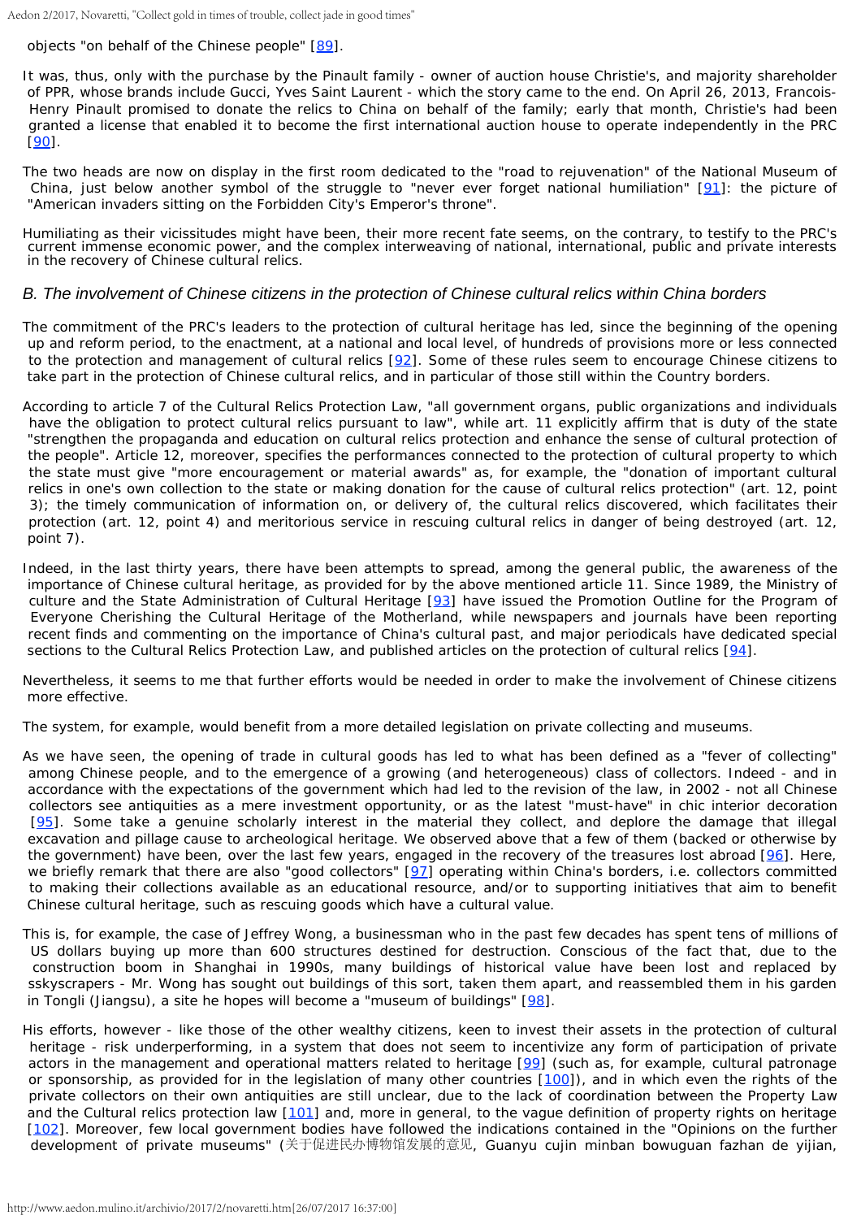objects "on behalf of the Chinese people" [89].

It was, thus, only with the purchase by the Pinault family - owner of auction house Christie's, and majority shareholder of PPR, whose brands include Gucci, Yves Saint Laurent - which the story came to the end. On April 26, 2013, Francois-Henry Pinault promised to donate the relics to China on behalf of the family; early that month, Christie's had been granted a license that enabled it to become the first international auction house to operate independently in the PRC [90].

The two heads are now on display in the first room dedicated to the "road to rejuvenation" of the National Museum of China, just below another symbol of the struggle to "never ever forget national humiliation" [91]: the picture of "American invaders sitting on the Forbidden City's Emperor's throne".

Humiliating as their vicissitudes might have been, their more recent fate seems, on the contrary, to testify to the PRC's current immense economic power, and the complex interweaving of national, international, public and private interests in the recovery of Chinese cultural relics.

### *B. The involvement of Chinese citizens in the protection of Chinese cultural relics within China borders*

The commitment of the PRC's leaders to the protection of cultural heritage has led, since the beginning of the opening up and reform period, to the enactment, at a national and local level, of hundreds of provisions more or less connected to the protection and management of cultural relics [92]. Some of these rules seem to encourage Chinese citizens to take part in the protection of Chinese cultural relics, and in particular of those still within the Country borders.

According to article 7 of the Cultural Relics Protection Law, "all government organs, public organizations and individuals have the obligation to protect cultural relics pursuant to law", while art. 11 explicitly affirm that is duty of the state "strengthen the propaganda and education on cultural relics protection and enhance the sense of cultural protection of the people". Article 12, moreover, specifies the performances connected to the protection of cultural property to which the state must give "more encouragement or material awards" as, for example, the "donation of important cultural relics in one's own collection to the state or making donation for the cause of cultural relics protection" (art. 12, point 3); the timely communication of information on, or delivery of, the cultural relics discovered, which facilitates their protection (art. 12, point 4) and meritorious service in rescuing cultural relics in danger of being destroyed (art. 12, point 7).

Indeed, in the last thirty years, there have been attempts to spread, among the general public, the awareness of the importance of Chinese cultural heritage, as provided for by the above mentioned article 11. Since 1989, the Ministry of culture and the State Administration of Cultural Heritage [93] have issued the Promotion Outline for the Program of Everyone Cherishing the Cultural Heritage of the Motherland, while newspapers and journals have been reporting recent finds and commenting on the importance of China's cultural past, and major periodicals have dedicated special sections to the Cultural Relics Protection Law, and published articles on the protection of cultural relics [94].

Nevertheless, it seems to me that further efforts would be needed in order to make the involvement of Chinese citizens more effective.

The system, for example, would benefit from a more detailed legislation on private collecting and museums.

As we have seen, the opening of trade in cultural goods has led to what has been defined as a "fever of collecting" among Chinese people, and to the emergence of a growing (and heterogeneous) class of collectors. Indeed - and in accordance with the expectations of the government which had led to the revision of the law, in 2002 - not all Chinese collectors see antiquities as a mere investment opportunity, or as the latest "must-have" in chic interior decoration [95]. Some take a genuine scholarly interest in the material they collect, and deplore the damage that illegal excavation and pillage cause to archeological heritage. We observed above that a few of them (backed or otherwise by the government) have been, over the last few years, engaged in the recovery of the treasures lost abroad [96]. Here, we briefly remark that there are also "good collectors" [97] operating within China's borders, i.e. collectors committed to making their collections available as an educational resource, and/or to supporting initiatives that aim to benefit Chinese cultural heritage, such as rescuing goods which have a cultural value.

This is, for example, the case of Jeffrey Wong, a businessman who in the past few decades has spent tens of millions of US dollars buying up more than 600 structures destined for destruction. Conscious of the fact that, due to the construction boom in Shanghai in 1990s, many buildings of historical value have been lost and replaced by sskyscrapers - Mr. Wong has sought out buildings of this sort, taken them apart, and reassembled them in his garden in Tongli (Jiangsu), a site he hopes will become a "museum of buildings" [98].

His efforts, however - like those of the other wealthy citizens, keen to invest their assets in the protection of cultural heritage - risk underperforming, in a system that does not seem to incentivize any form of participation of private actors in the management and operational matters related to heritage [99] (such as, for example, cultural patronage or sponsorship, as provided for in the legislation of many other countries [100]), and in which even the rights of the private collectors on their own antiquities are still unclear, due to the lack of coordination between the Property Law and the Cultural relics protection law [101] and, more in general, to the vague definition of property rights on heritage [102]. Moreover, few local government bodies have followed the indications contained in the "Opinions on the further development of private museums" (关于促进民办博物馆发展的意见, Guanyu cujin minban bowuguan fazhan de yijian,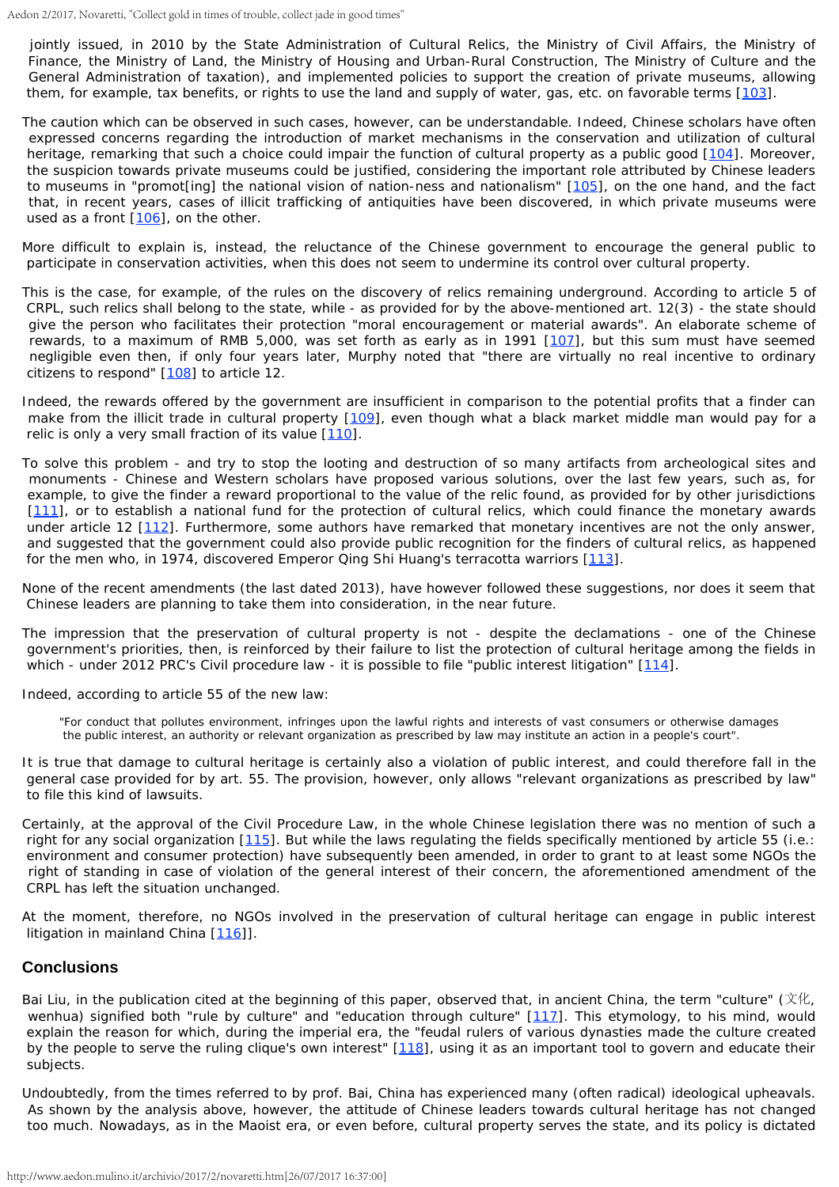jointly issued, in 2010 by the State Administration of Cultural Relics, the Ministry of Civil Affairs, the Ministry of Finance, the Ministry of Land, the Ministry of Housing and Urban-Rural Construction, The Ministry of Culture and the General Administration of taxation), and implemented policies to support the creation of private museums, allowing them, for example, tax benefits, or rights to use the land and supply of water, gas, etc. on favorable terms [103].

The caution which can be observed in such cases, however, can be understandable. Indeed, Chinese scholars have often expressed concerns regarding the introduction of market mechanisms in the conservation and utilization of cultural heritage, remarking that such a choice could impair the function of cultural property as a public good [104]. Moreover, the suspicion towards private museums could be justified, considering the important role attributed by Chinese leaders to museums in "promot[ing] the national vision of nation-ness and nationalism" [105], on the one hand, and the fact that, in recent years, cases of illicit trafficking of antiquities have been discovered, in which private museums were used as a front [106], on the other.

More difficult to explain is, instead, the reluctance of the Chinese government to encourage the general public to participate in conservation activities, when this does not seem to undermine its control over cultural property.

This is the case, for example, of the rules on the discovery of relics remaining underground. According to article 5 of CRPL, such relics shall belong to the state, while - as provided for by the above-mentioned art. 12(3) - the state should give the person who facilitates their protection "moral encouragement or material awards". An elaborate scheme of rewards, to a maximum of RMB 5,000, was set forth as early as in 1991 [107], but this sum must have seemed negligible even then, if only four years later, Murphy noted that "there are virtually no real incentive to ordinary citizens to respond" [108] to article 12.

Indeed, the rewards offered by the government are insufficient in comparison to the potential profits that a finder can make from the illicit trade in cultural property [109], even though what a black market middle man would pay for a relic is only a very small fraction of its value [110].

To solve this problem - and try to stop the looting and destruction of so many artifacts from archeological sites and monuments - Chinese and Western scholars have proposed various solutions, over the last few years, such as, for example, to give the finder a reward proportional to the value of the relic found, as provided for by other jurisdictions [111], or to establish a national fund for the protection of cultural relics, which could finance the monetary awards under article 12 [112]. Furthermore, some authors have remarked that monetary incentives are not the only answer, and suggested that the government could also provide public recognition for the finders of cultural relics, as happened for the men who, in 1974, discovered Emperor Qing Shi Huang's terracotta warriors [113].

None of the recent amendments (the last dated 2013), have however followed these suggestions, nor does it seem that Chinese leaders are planning to take them into consideration, in the near future.

The impression that the preservation of cultural property is not - despite the declamations - one of the Chinese government's priorities, then, is reinforced by their failure to list the protection of cultural heritage among the fields in which - under 2012 PRC's Civil procedure law - it is possible to file "public interest litigation" [114].

Indeed, according to article 55 of the new law:

> "For conduct that pollutes environment, infringes upon the lawful rights and interests of vast consumers or otherwise damages the public interest, an authority or relevant organization as prescribed by law may institute an action in a people's court".

It is true that damage to cultural heritage is certainly also a violation of public interest, and could therefore fall in the general case provided for by art. 55. The provision, however, only allows "relevant organizations as prescribed by law" to file this kind of lawsuits.

Certainly, at the approval of the Civil Procedure Law, in the whole Chinese legislation there was no mention of such a right for any social organization [115]. But while the laws regulating the fields specifically mentioned by article 55 (i.e.: environment and consumer protection) have subsequently been amended, in order to grant to at least some NGOs the right of standing in case of violation of the general interest of their concern, the aforementioned amendment of the CRPL has left the situation unchanged.

At the moment, therefore, no NGOs involved in the preservation of cultural heritage can engage in public interest litigation in mainland China [116]].

## Conclusions

Bai Liu, in the publication cited at the beginning of this paper, observed that, in ancient China, the term "culture" (文化, wenhua) signified both "rule by culture" and "education through culture" [117]. This etymology, to his mind, would explain the reason for which, during the imperial era, the "feudal rulers of various dynasties made the culture created by the people to serve the ruling clique's own interest" [118], using it as an important tool to govern and educate their subjects.

Undoubtedly, from the times referred to by prof. Bai, China has experienced many (often radical) ideological upheavals. As shown by the analysis above, however, the attitude of Chinese leaders towards cultural heritage has not changed too much. Nowadays, as in the Maoist era, or even before, cultural property serves the state, and its policy is dictated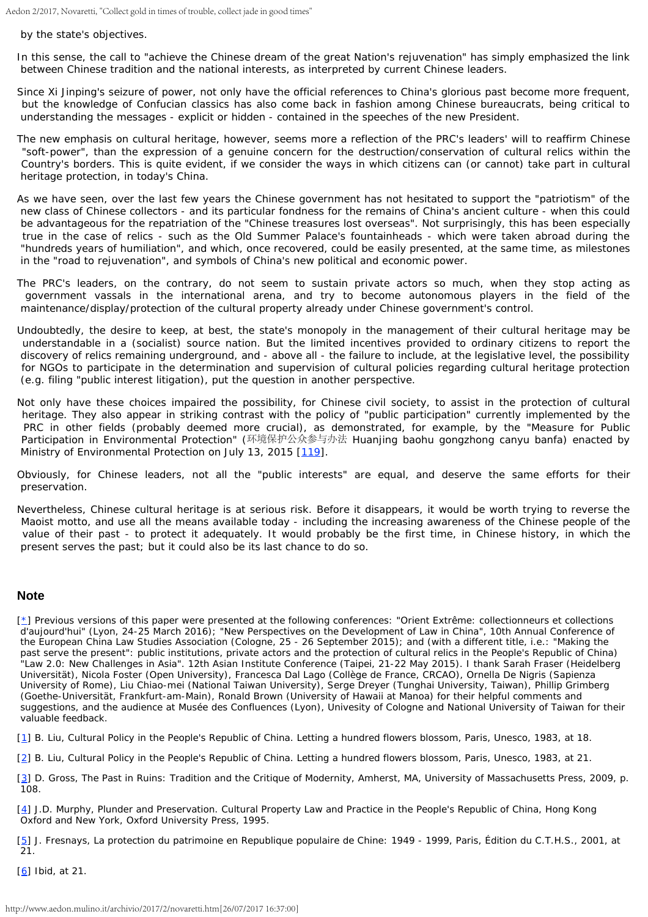by the state's objectives.

In this sense, the call to "achieve the Chinese dream of the great Nation's rejuvenation" has simply emphasized the link between Chinese tradition and the national interests, as interpreted by current Chinese leaders.

Since Xi Jinping's seizure of power, not only have the official references to China's glorious past become more frequent, but the knowledge of Confucian classics has also come back in fashion among Chinese bureaucrats, being critical to understanding the messages - explicit or hidden - contained in the speeches of the new President.

The new emphasis on cultural heritage, however, seems more a reflection of the PRC's leaders' will to reaffirm Chinese "soft-power", than the expression of a genuine concern for the destruction/conservation of cultural relics within the Country's borders. This is quite evident, if we consider the ways in which citizens can (or cannot) take part in cultural heritage protection, in today's China.

As we have seen, over the last few years the Chinese government has not hesitated to support the "patriotism" of the new class of Chinese collectors - and its particular fondness for the remains of China's ancient culture - when this could be advantageous for the repatriation of the "Chinese treasures lost overseas". Not surprisingly, this has been especially true in the case of relics - such as the Old Summer Palace's fountainheads - which were taken abroad during the "hundreds years of humiliation", and which, once recovered, could be easily presented, at the same time, as milestones in the "road to rejuvenation", and symbols of China's new political and economic power.

The PRC's leaders, on the contrary, do not seem to sustain private actors so much, when they stop acting as government vassals in the international arena, and try to become autonomous players in the field of the maintenance/display/protection of the cultural property already under Chinese government's control.

Undoubtedly, the desire to keep, at best, the state's monopoly in the management of their cultural heritage may be understandable in a (socialist) source nation. But the limited incentives provided to ordinary citizens to report the discovery of relics remaining underground, and - above all - the failure to include, at the legislative level, the possibility for NGOs to participate in the determination and supervision of cultural policies regarding cultural heritage protection (e.g. filing "public interest litigation), put the question in another perspective.

Not only have these choices impaired the possibility, for Chinese civil society, to assist in the protection of cultural heritage. They also appear in striking contrast with the policy of "public participation" currently implemented by the PRC in other fields (probably deemed more crucial), as demonstrated, for example, by the "Measure for Public Participation in Environmental Protection" (环境保护公众参与办法 Huanjing baohu gongzhong canyu banfa) enacted by Ministry of Environmental Protection on July 13, 2015 [119].

Obviously, for Chinese leaders, not all the "public interests" are equal, and deserve the same efforts for their preservation.

Nevertheless, Chinese cultural heritage is at serious risk. Before it disappears, it would be worth trying to reverse the Maoist motto, and use all the means available today - including the increasing awareness of the Chinese people of the value of their past - to protect it adequately. It would probably be the first time, in Chinese history, in which the present serves the past; but it could also be its last chance to do so.

## Note

[*] Previous versions of this paper were presented at the following conferences: "Orient Extrême: collectionneurs et collections d'aujourd'hui" (Lyon, 24-25 March 2016); "New Perspectives on the Development of Law in China", 10th Annual Conference of the European China Law Studies Association (Cologne, 25 - 26 September 2015); and (with a different title, i.e.: "Making the past serve the present": public institutions, private actors and the protection of cultural relics in the People's Republic of China) "Law 2.0: New Challenges in Asia". 12th Asian Institute Conference (Taipei, 21-22 May 2015). I thank Sarah Fraser (Heidelberg Universität), Nicola Foster (Open University), Francesca Dal Lago (Collège de France, CRCAO), Ornella De Nigris (Sapienza University of Rome), Liu Chiao-mei (National Taiwan University), Serge Dreyer (Tunghai University, Taiwan), Phillip Grimberg (Goethe-Universität, Frankfurt-am-Main), Ronald Brown (University of Hawaii at Manoa) for their helpful comments and suggestions, and the audience at Musée des Confluences (Lyon), Univesity of Cologne and National University of Taiwan for their valuable feedback.

[1] B. Liu, Cultural Policy in the People's Republic of China. Letting a hundred flowers blossom, Paris, Unesco, 1983, at 18.

[2] B. Liu, Cultural Policy in the People's Republic of China. Letting a hundred flowers blossom, Paris, Unesco, 1983, at 21.

[3] D. Gross, The Past in Ruins: Tradition and the Critique of Modernity, Amherst, MA, University of Massachusetts Press, 2009, p. 108.

[4] J.D. Murphy, Plunder and Preservation. Cultural Property Law and Practice in the People's Republic of China, Hong Kong Oxford and New York, Oxford University Press, 1995.

[5] J. Fresnays, La protection du patrimoine en Republique populaire de Chine: 1949 - 1999, Paris, Édition du C.T.H.S., 2001, at 21.

[6] Ibid, at 21.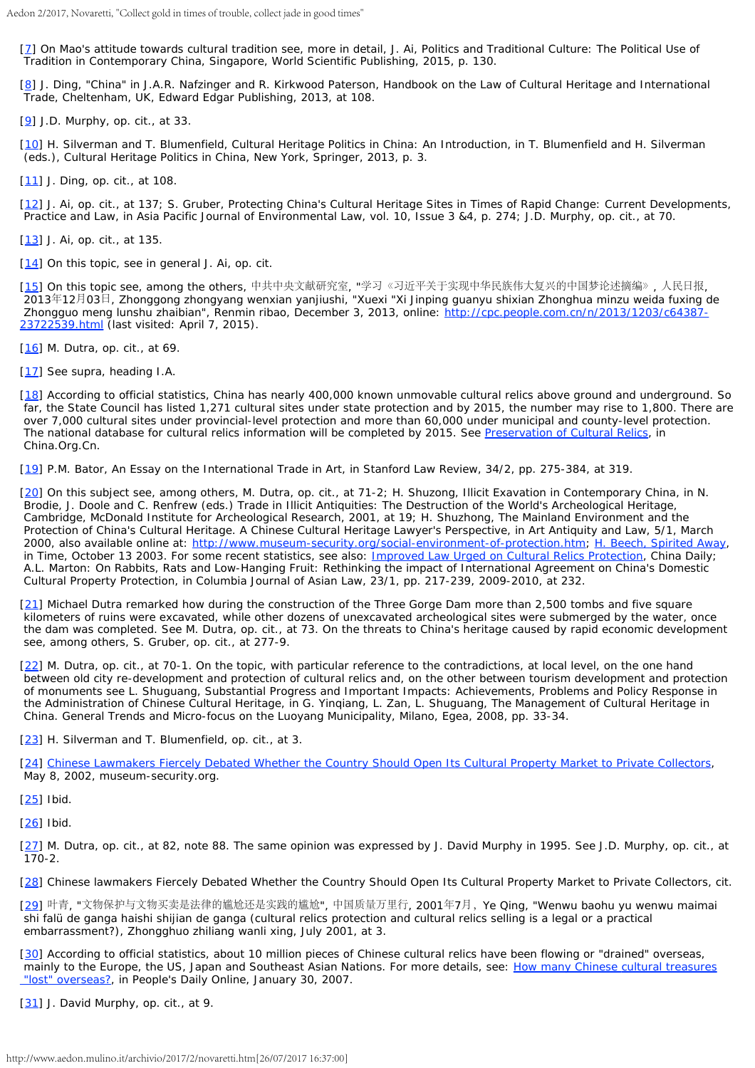[7] On Mao's attitude towards cultural tradition see, more in detail, J. Ai, Politics and Traditional Culture: The Political Use of Tradition in Contemporary China, Singapore, World Scientific Publishing, 2015, p. 130.

[8] J. Ding, "China" in J.A.R. Nafzinger and R. Kirkwood Paterson, Handbook on the Law of Cultural Heritage and International Trade, Cheltenham, UK, Edward Edgar Publishing, 2013, at 108.

[9] J.D. Murphy, op. cit., at 33.

[10] H. Silverman and T. Blumenfield, Cultural Heritage Politics in China: An Introduction, in T. Blumenfield and H. Silverman (eds.), Cultural Heritage Politics in China, New York, Springer, 2013, p. 3.

[11] J. Ding, op. cit., at 108.

[12] J. Ai, op. cit., at 137; S. Gruber, Protecting China's Cultural Heritage Sites in Times of Rapid Change: Current Developments, Practice and Law, in Asia Pacific Journal of Environmental Law, vol. 10, Issue 3 &4, p. 274; J.D. Murphy, op. cit., at 70.

[13] J. Ai, op. cit., at 135.

[14] On this topic, see in general J. Ai, op. cit.

[15] On this topic see, among the others, 中共中央文献研究室, "学习《习近平关于实现中华民族伟大复兴的中国梦论述摘编》, 人民日报, 2013年12月03日, Zhonggong zhongyang wenxian yanjiushi, "Xuexi "Xi Jinping guanyu shixian Zhonghua minzu weida fuxing de Zhongguo meng lunshu zhaibian", Renmin ribao, December 3, 2013, online: http://cpc.people.com.cn/n/2013/1203/c64387-23722539.html (last visited: April 7, 2015).

[16] M. Dutra, op. cit., at 69.

[17] See supra, heading I.A.

[18] According to official statistics, China has nearly 400,000 known unmovable cultural relics above ground and underground. So far, the State Council has listed 1,271 cultural sites under state protection and by 2015, the number may rise to 1,800. There are over 7,000 cultural sites under provincial-level protection and more than 60,000 under municipal and county-level protection. The national database for cultural relics information will be completed by 2015. See Preservation of Cultural Relics, in China.Org.Cn.

[19] P.M. Bator, An Essay on the International Trade in Art, in Stanford Law Review, 34/2, pp. 275-384, at 319.

[20] On this subject see, among others, M. Dutra, op. cit., at 71-2; H. Shuzong, Illicit Exavation in Contemporary China, in N. Brodie, J. Doole and C. Renfrew (eds.) Trade in Illicit Antiquities: The Destruction of the World's Archeological Heritage, Cambridge, McDonald Institute for Archeological Research, 2001, at 19; H. Shuzhong, The Mainland Environment and the Protection of China's Cultural Heritage. A Chinese Cultural Heritage Lawyer's Perspective, in Art Antiquity and Law, 5/1, March 2000, also available online at: http://www.museum-security.org/social-environment-of-protection.htm; H. Beech, Spirited Away, in Time, October 13 2003. For some recent statistics, see also: Improved Law Urged on Cultural Relics Protection, China Daily; A.L. Marton: On Rabbits, Rats and Low-Hanging Fruit: Rethinking the impact of International Agreement on China's Domestic Cultural Property Protection, in Columbia Journal of Asian Law, 23/1, pp. 217-239, 2009-2010, at 232.

[21] Michael Dutra remarked how during the construction of the Three Gorge Dam more than 2,500 tombs and five square kilometers of ruins were excavated, while other dozens of unexcavated archeological sites were submerged by the water, once the dam was completed. See M. Dutra, op. cit., at 73. On the threats to China's heritage caused by rapid economic development see, among others, S. Gruber, op. cit., at 277-9.

[22] M. Dutra, op. cit., at 70-1. On the topic, with particular reference to the contradictions, at local level, on the one hand between old city re-development and protection of cultural relics and, on the other between tourism development and protection of monuments see L. Shuguang, Substantial Progress and Important Impacts: Achievements, Problems and Policy Response in the Administration of Chinese Cultural Heritage, in G. Yinqiang, L. Zan, L. Shuguang, The Management of Cultural Heritage in China. General Trends and Micro-focus on the Luoyang Municipality, Milano, Egea, 2008, pp. 33-34.

[23] H. Silverman and T. Blumenfield, op. cit., at 3.

[24] Chinese Lawmakers Fiercely Debated Whether the Country Should Open Its Cultural Property Market to Private Collectors, May 8, 2002, museum-security.org.

[25] Ibid.

[26] Ibid.

[27] M. Dutra, op. cit., at 82, note 88. The same opinion was expressed by J. David Murphy in 1995. See J.D. Murphy, op. cit., at 170-2.

[28] Chinese lawmakers Fiercely Debated Whether the Country Should Open Its Cultural Property Market to Private Collectors, cit.

[29] 叶青, "文物保护与文物买卖是法律的尴尬还是实践的尴尬", 中国质量万里行, 2001年7月, Ye Qing, "Wenwu baohu yu wenwu maimai shi falü de ganga haishi shijian de ganga (cultural relics protection and cultural relics selling is a legal or a practical embarrassment)?, Zhongghuo zhiliang wanli xing, July 2001, at 3.

[30] According to official statistics, about 10 million pieces of Chinese cultural relics have been flowing or "drained" overseas, mainly to the Europe, the US, Japan and Southeast Asian Nations. For more details, see: How many Chinese cultural treasures "lost" overseas?, in People's Daily Online, January 30, 2007.

[31] J. David Murphy, op. cit., at 9.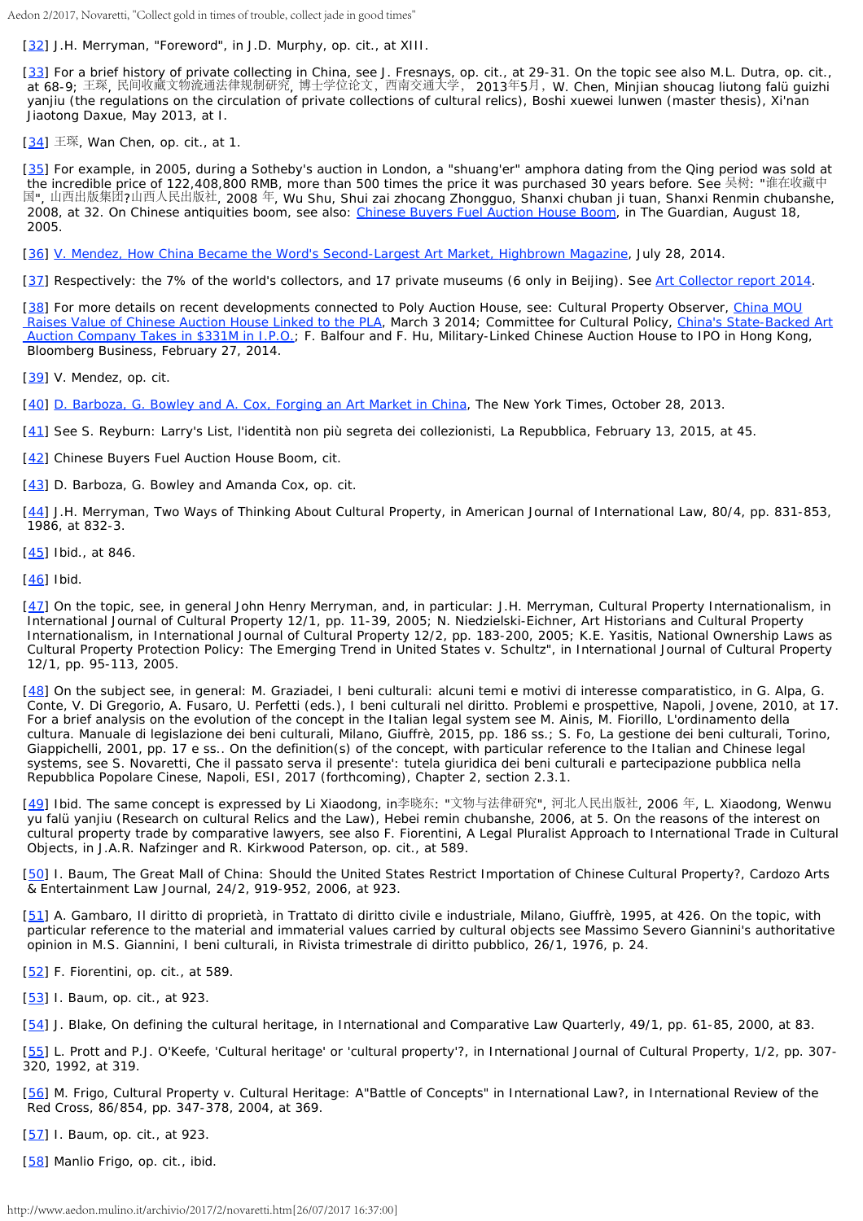[32] J.H. Merryman, "Foreword", in J.D. Murphy, op. cit., at XIII.

[33] For a brief history of private collecting in China, see J. Fresnays, op. cit., at 29-31. On the topic see also M.L. Dutra, op. cit., at 68-9; 王琛, 民间收藏文物流通法律规制研究, 博士学位论文, 西南交通大学, 2013年5月, W. Chen, Minjian shoucag liutong falü guizhi yanjiu (the regulations on the circulation of private collections of cultural relics), Boshi xuewei lunwen (master thesis), Xi'nan Jiaotong Daxue, May 2013, at I.

[34] 王琛, Wan Chen, op. cit., at 1.

[35] For example, in 2005, during a Sotheby's auction in London, a "shuang'er" amphora dating from the Qing period was sold at the incredible price of 122,408,800 RMB, more than 500 times the price it was purchased 30 years before. See 吴树: "谁在收藏中国", 山西出版集团?山西人民出版社, 2008 年, Wu Shu, Shui zai zhocang Zhongguo, Shanxi chuban ji tuan, Shanxi Renmin chubanshe, 2008, at 32. On Chinese antiquities boom, see also: Chinese Buyers Fuel Auction House Boom, in The Guardian, August 18, 2005.

[36] V. Mendez, How China Became the Word's Second-Largest Art Market, Highbrown Magazine, July 28, 2014.

[37] Respectively: the 7% of the world's collectors, and 17 private museums (6 only in Beijing). See Art Collector report 2014.

[38] For more details on recent developments connected to Poly Auction House, see: Cultural Property Observer, China MOU Raises Value of Chinese Auction House Linked to the PLA, March 3 2014; Committee for Cultural Policy, China's State-Backed Art Auction Company Takes in $331M in I.P.O.; F. Balfour and F. Hu, Military-Linked Chinese Auction House to IPO in Hong Kong, Bloomberg Business, February 27, 2014.

[39] V. Mendez, op. cit.

[40] D. Barboza, G. Bowley and A. Cox, Forging an Art Market in China, The New York Times, October 28, 2013.

[41] See S. Reyburn: Larry's List, l'identità non più segreta dei collezionisti, La Repubblica, February 13, 2015, at 45.

[42] Chinese Buyers Fuel Auction House Boom, cit.

[43] D. Barboza, G. Bowley and Amanda Cox, op. cit.

[44] J.H. Merryman, Two Ways of Thinking About Cultural Property, in American Journal of International Law, 80/4, pp. 831-853, 1986, at 832-3.

[45] Ibid., at 846.

[46] Ibid.

[47] On the topic, see, in general John Henry Merryman, and, in particular: J.H. Merryman, Cultural Property Internationalism, in International Journal of Cultural Property 12/1, pp. 11-39, 2005; N. Niedzielski-Eichner, Art Historians and Cultural Property Internationalism, in International Journal of Cultural Property 12/2, pp. 183-200, 2005; K.E. Yasitis, National Ownership Laws as Cultural Property Protection Policy: The Emerging Trend in United States v. Schultz", in International Journal of Cultural Property 12/1, pp. 95-113, 2005.

[48] On the subject see, in general: M. Graziadei, I beni culturali: alcuni temi e motivi di interesse comparatistico, in G. Alpa, G. Conte, V. Di Gregorio, A. Fusaro, U. Perfetti (eds.), I beni culturali nel diritto. Problemi e prospettive, Napoli, Jovene, 2010, at 17. For a brief analysis on the evolution of the concept in the Italian legal system see M. Ainis, M. Fiorillo, L'ordinamento della cultura. Manuale di legislazione dei beni culturali, Milano, Giuffrè, 2015, pp. 186 ss.; S. Fo, La gestione dei beni culturali, Torino, Giappichelli, 2001, pp. 17 e ss.. On the definition(s) of the concept, with particular reference to the Italian and Chinese legal systems, see S. Novaretti, Che il passato serva il presente': tutela giuridica dei beni culturali e partecipazione pubblica nella Repubblica Popolare Cinese, Napoli, ESI, 2017 (forthcoming), Chapter 2, section 2.3.1.

[49] Ibid. The same concept is expressed by Li Xiaodong, in李晓东: "文物与法律研究", 河北人民出版社, 2006 年, L. Xiaodong, Wenwu yu falü yanjiu (Research on cultural Relics and the Law), Hebei remin chubanshe, 2006, at 5. On the reasons of the interest on cultural property trade by comparative lawyers, see also F. Fiorentini, A Legal Pluralist Approach to International Trade in Cultural Objects, in J.A.R. Nafzinger and R. Kirkwood Paterson, op. cit., at 589.

[50] I. Baum, The Great Mall of China: Should the United States Restrict Importation of Chinese Cultural Property?, Cardozo Arts & Entertainment Law Journal, 24/2, 919-952, 2006, at 923.

[51] A. Gambaro, Il diritto di proprietà, in Trattato di diritto civile e industriale, Milano, Giuffrè, 1995, at 426. On the topic, with particular reference to the material and immaterial values carried by cultural objects see Massimo Severo Giannini's authoritative opinion in M.S. Giannini, I beni culturali, in Rivista trimestrale di diritto pubblico, 26/1, 1976, p. 24.

[52] F. Fiorentini, op. cit., at 589.

[53] I. Baum, op. cit., at 923.

[54] J. Blake, On defining the cultural heritage, in International and Comparative Law Quarterly, 49/1, pp. 61-85, 2000, at 83.

[55] L. Prott and P.J. O'Keefe, 'Cultural heritage' or 'cultural property'?, in International Journal of Cultural Property, 1/2, pp. 307-320, 1992, at 319.

[56] M. Frigo, Cultural Property v. Cultural Heritage: A"Battle of Concepts" in International Law?, in International Review of the Red Cross, 86/854, pp. 347-378, 2004, at 369.

[57] I. Baum, op. cit., at 923.

[58] Manlio Frigo, op. cit., ibid.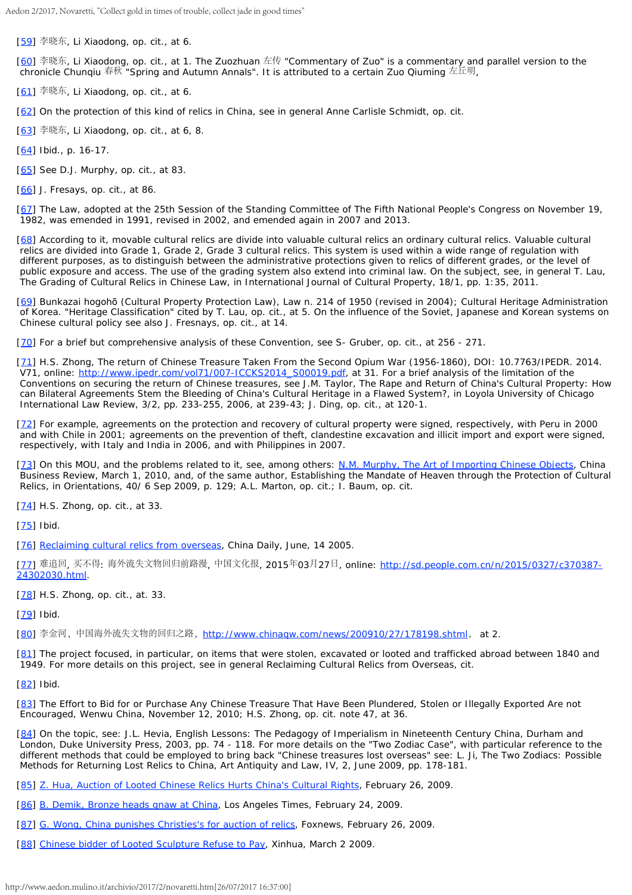[59] 李晓东, Li Xiaodong, op. cit., at 6.

[60] 李晓东, Li Xiaodong, op. cit., at 1. The Zuozhuan 左传 "Commentary of Zuo" is a commentary and parallel version to the chronicle Chunqiu 春秋 "Spring and Autumn Annals". It is attributed to a certain Zuo Qiuming 左丘明,

[61] 李晓东, Li Xiaodong, op. cit., at 6.

[62] On the protection of this kind of relics in China, see in general Anne Carlisle Schmidt, op. cit.

[63] 李晓东, Li Xiaodong, op. cit., at 6, 8.

[64] Ibid., p. 16-17.

[65] See D.J. Murphy, op. cit., at 83.

[66] J. Fresays, op. cit., at 86.

[67] The Law, adopted at the 25th Session of the Standing Committee of The Fifth National People's Congress on November 19, 1982, was emended in 1991, revised in 2002, and emended again in 2007 and 2013.

[68] According to it, movable cultural relics are divide into valuable cultural relics an ordinary cultural relics. Valuable cultural relics are divided into Grade 1, Grade 2, Grade 3 cultural relics. This system is used within a wide range of regulation with different purposes, as to distinguish between the administrative protections given to relics of different grades, or the level of public exposure and access. The use of the grading system also extend into criminal law. On the subject, see, in general T. Lau, The Grading of Cultural Relics in Chinese Law, in International Journal of Cultural Property, 18/1, pp. 1:35, 2011.

[69] Bunkazai hogohō (Cultural Property Protection Law), Law n. 214 of 1950 (revised in 2004); Cultural Heritage Administration of Korea. "Heritage Classification" cited by T. Lau, op. cit., at 5. On the influence of the Soviet, Japanese and Korean systems on Chinese cultural policy see also J. Fresnays, op. cit., at 14.

[70] For a brief but comprehensive analysis of these Convention, see S- Gruber, op. cit., at 256 - 271.

[71] H.S. Zhong, The return of Chinese Treasure Taken From the Second Opium War (1956-1860), DOI: 10.7763/IPEDR. 2014. V71, online: http://www.ipedr.com/vol71/007-ICCKS2014_S00019.pdf, at 31. For a brief analysis of the limitation of the Conventions on securing the return of Chinese treasures, see J.M. Taylor, The Rape and Return of China's Cultural Property: How can Bilateral Agreements Stem the Bleeding of China's Cultural Heritage in a Flawed System?, in Loyola University of Chicago International Law Review, 3/2, pp. 233-255, 2006, at 239-43; J. Ding, op. cit., at 120-1.

[72] For example, agreements on the protection and recovery of cultural property were signed, respectively, with Peru in 2000 and with Chile in 2001; agreements on the prevention of theft, clandestine excavation and illicit import and export were signed, respectively, with Italy and India in 2006, and with Philippines in 2007.

[73] On this MOU, and the problems related to it, see, among others: N.M. Murphy, The Art of Importing Chinese Objects, China Business Review, March 1, 2010, and, of the same author, Establishing the Mandate of Heaven through the Protection of Cultural Relics, in Orientations, 40/ 6 Sep 2009, p. 129; A.L. Marton, op. cit.; I. Baum, op. cit.

[74] H.S. Zhong, op. cit., at 33.

[75] Ibid.

[76] Reclaiming cultural relics from overseas, China Daily, June, 14 2005.

[77] 难追回, 买不得: 海外流失文物回归前路漫, 中国文化报, 2015年03月27日, online: http://sd.people.com.cn/n/2015/0327/c370387-24302030.html.

[78] H.S. Zhong, op. cit., at. 33.

[79] Ibid.

[80] 李金河，中国海外流失文物的回归之路，http://www.chinaqw.com/news/200910/27/178198.shtml， at 2.

[81] The project focused, in particular, on items that were stolen, excavated or looted and trafficked abroad between 1840 and 1949. For more details on this project, see in general Reclaiming Cultural Relics from Overseas, cit.

[82] Ibid.

[83] The Effort to Bid for or Purchase Any Chinese Treasure That Have Been Plundered, Stolen or Illegally Exported Are not Encouraged, Wenwu China, November 12, 2010; H.S. Zhong, op. cit. note 47, at 36.

[84] On the topic, see: J.L. Hevia, English Lessons: The Pedagogy of Imperialism in Nineteenth Century China, Durham and London, Duke University Press, 2003, pp. 74 - 118. For more details on the "Two Zodiac Case", with particular reference to the different methods that could be employed to bring back "Chinese treasures lost overseas" see: L. Ji, The Two Zodiacs: Possible Methods for Returning Lost Relics to China, Art Antiquity and Law, IV, 2, June 2009, pp. 178-181.

[85] Z. Hua, Auction of Looted Chinese Relics Hurts China's Cultural Rights, February 26, 2009.

[86] B. Demik, Bronze heads gnaw at China, Los Angeles Times, February 24, 2009.

[87] G. Wong, China punishes Christies's for auction of relics, Foxnews, February 26, 2009.

[88] Chinese bidder of Looted Sculpture Refuse to Pay, Xinhua, March 2 2009.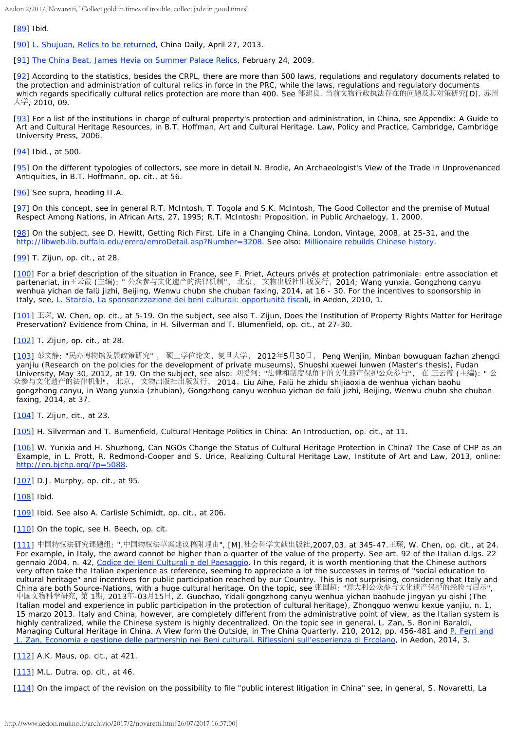[89] Ibid.

[90] L. Shujuan, Relics to be returned, China Daily, April 27, 2013.

[91] The China Beat, James Hevia on Summer Palace Relics, February 24, 2009.

[92] According to the statistics, besides the CRPL, there are more than 500 laws, regulations and regulatory documents related to the protection and administration of cultural relics in force in the PRC, while the laws, regulations and regulatory documents which regards specifically cultural relics protection are more than 400. See 邹建良. 当前文物行政执法存在的问题及其对策研究[D]. 苏州大学, 2010, 09.

[93] For a list of the institutions in charge of cultural property's protection and administration, in China, see Appendix: A Guide to Art and Cultural Heritage Resources, in B.T. Hoffman, Art and Cultural Heritage. Law, Policy and Practice, Cambridge, Cambridge University Press, 2006.

[94] Ibid., at 500.

[95] On the different typologies of collectors, see more in detail N. Brodie, An Archaeologist's View of the Trade in Unprovenanced Antiquities, in B.T. Hoffmann, op. cit., at 56.

[96] See supra, heading II.A.

[97] On this concept, see in general R.T. McIntosh, T. Togola and S.K. McIntosh, The Good Collector and the premise of Mutual Respect Among Nations, in African Arts, 27, 1995; R.T. McIntosh: Proposition, in Public Archaeology, 1, 2000.

[98] On the subject, see D. Hewitt, Getting Rich First. Life in a Changing China, London, Vintage, 2008, at 25-31, and the http://libweb.lib.buffalo.edu/emro/emroDetail.asp?Number=3208. See also: Millionaire rebuilds Chinese history.

[99] T. Zijun, op. cit., at 28.

[100] For a brief description of the situation in France, see F. Priet, Acteurs privés et protection patrimoniale: entre association et partenariat, in王云霞 (主编): " 公众参与文化遗产的法律机制"， 北京， 文物出版社出版发行，2014; Wang yunxia, Gongzhong canyu wenhua yichan de falü jizhi, Beijing, Wenwu chubn she chuban faxing, 2014, at 16 - 30. For the incentives to sponsorship in Italy, see, L. Starola, La sponsorizzazione dei beni culturali: opportunità fiscali, in Aedon, 2010, 1.

[101] 王琛, W. Chen, op. cit., at 5-19. On the subject, see also T. Zijun, Does the Institution of Property Rights Matter for Heritage Preservation? Evidence from China, in H. Silverman and T. Blumenfield, op. cit., at 27-30.

[102] T. Zijun, op. cit., at 28.

[103] 彭文静: "民办博物馆发展政策研究"， 硕士学位论文，复旦大学， 2012年5月30日， Peng Wenjin, Minban bowuguan fazhan zhengci yanjiu (Research on the policies for the development of private museums), Shuoshi xuewei lunwen (Master's thesis), Fudan University, May 30, 2012, at 19. On the subject, see also: 刘爱河: "法律和制度视角下的文化遗产保护公众参与"， 在 王云霞 (主编): " 公众参与文化遗产的法律机制"， 北京， 文物出版社出版发行， 2014，Liu Aihe, Falü he zhidu shijiaoxia de wenhua yichan baohu gongzhong canyu, in Wang yunxia (zhubian), Gongzhong canyu wenhua yichan de falü jizhi, Beijing, Wenwu chubn she chuban faxing, 2014, at 37.

[104] T. Zijun, cit., at 23.

[105] H. Silverman and T. Bumenfield, Cultural Heritage Politics in China: An Introduction, op. cit., at 11.

[106] W. Yunxia and H. Shuzhong, Can NGOs Change the Status of Cultural Heritage Protection in China? The Case of CHP as an Example, in L. Prott, R. Redmond-Cooper and S. Urice, Realizing Cultural Heritage Law, Institute of Art and Law, 2013, online: http://en.bjchp.org/?p=5088.

[107] D.J. Murphy, op. cit., at 95.

[108] Ibid.

[109] Ibid. See also A. Carlisle Schimidt, op. cit., at 206.

[110] On the topic, see H. Beech, op. cit.

[111] 中国特权法研究课题组: ".中国物权法草案建议稿附理由", [M].社会科学文献出版社,2007,03, at 345-47.王琛, W. Chen, op. cit., at 24. For example, in Italy, the award cannot be higher than a quarter of the value of the property. See art. 92 of the Italian d.lgs. 22 gennaio 2004, n. 42, Codice dei Beni Culturali e del Paesaggio. In this regard, it is worth mentioning that the Chinese authors very often take the Italian experience as reference, seeming to appreciate a lot the successes in terms of "social education to cultural heritage" and incentives for public participation reached by our Country. This is not surprising, considering that Italy and China are both Source-Nations, with a huge cultural heritage. On the topic, see 张国超: "意大利公众参与文化遗产保护的经验与启示", 中国文物科学研究, 第 1期, 2013年-03月15日, Z. Guochao, Yidali gongzhong canyu wenhua yichan baohude jingyan yu qishi (The Italian model and experience in public participation in the protection of cultural heritage), Zhongguo wenwu kexue yanjiu, n. 1, 15 marzo 2013. Italy and China, however, are completely different from the administrative point of view, as the Italian system is highly centralized, while the Chinese system is highly decentralized. On the topic see in general, L. Zan, S. Bonini Baraldi, Managing Cultural Heritage in China. A View form the Outside, in The China Quarterly, 210, 2012, pp. 456-481 and P. Ferri and L. Zan, Economia e gestione delle partnership nei Beni culturali. Riflessioni sull'esperienza di Ercolano, in Aedon, 2014, 3.

[112] A.K. Maus, op. cit., at 421.

[113] M.L. Dutra, op. cit., at 46.

[114] On the impact of the revision on the possibility to file "public interest litigation in China" see, in general, S. Novaretti, La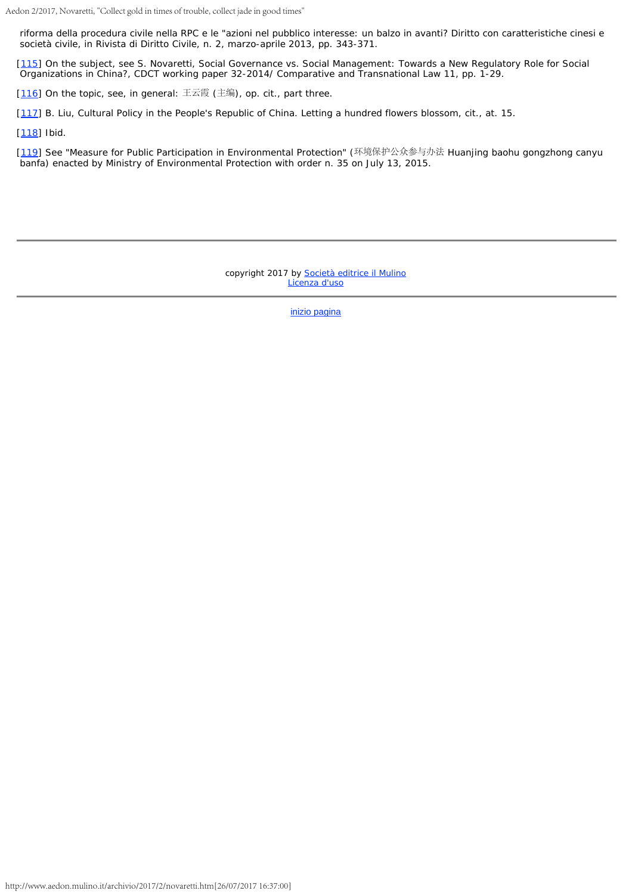riforma della procedura civile nella RPC e le "azioni nel pubblico interesse: un balzo in avanti? Diritto con caratteristiche cinesi e società civile, in Rivista di Diritto Civile, n. 2, marzo-aprile 2013, pp. 343-371.

[115] On the subject, see S. Novaretti, Social Governance vs. Social Management: Towards a New Regulatory Role for Social Organizations in China?, CDCT working paper 32-2014/ Comparative and Transnational Law 11, pp. 1-29.

[116] On the topic, see, in general: 王云霞 (主编), op. cit., part three.

[117] B. Liu, Cultural Policy in the People's Republic of China. Letting a hundred flowers blossom, cit., at. 15.

[118] Ibid.

[119] See "Measure for Public Participation in Environmental Protection" (环境保护公众参与办法 Huanjing baohu gongzhong canyu banfa) enacted by Ministry of Environmental Protection with order n. 35 on July 13, 2015.

---

copyright 2017 by Società editrice il Mulino
Licenza d'uso

---

inizio pagina